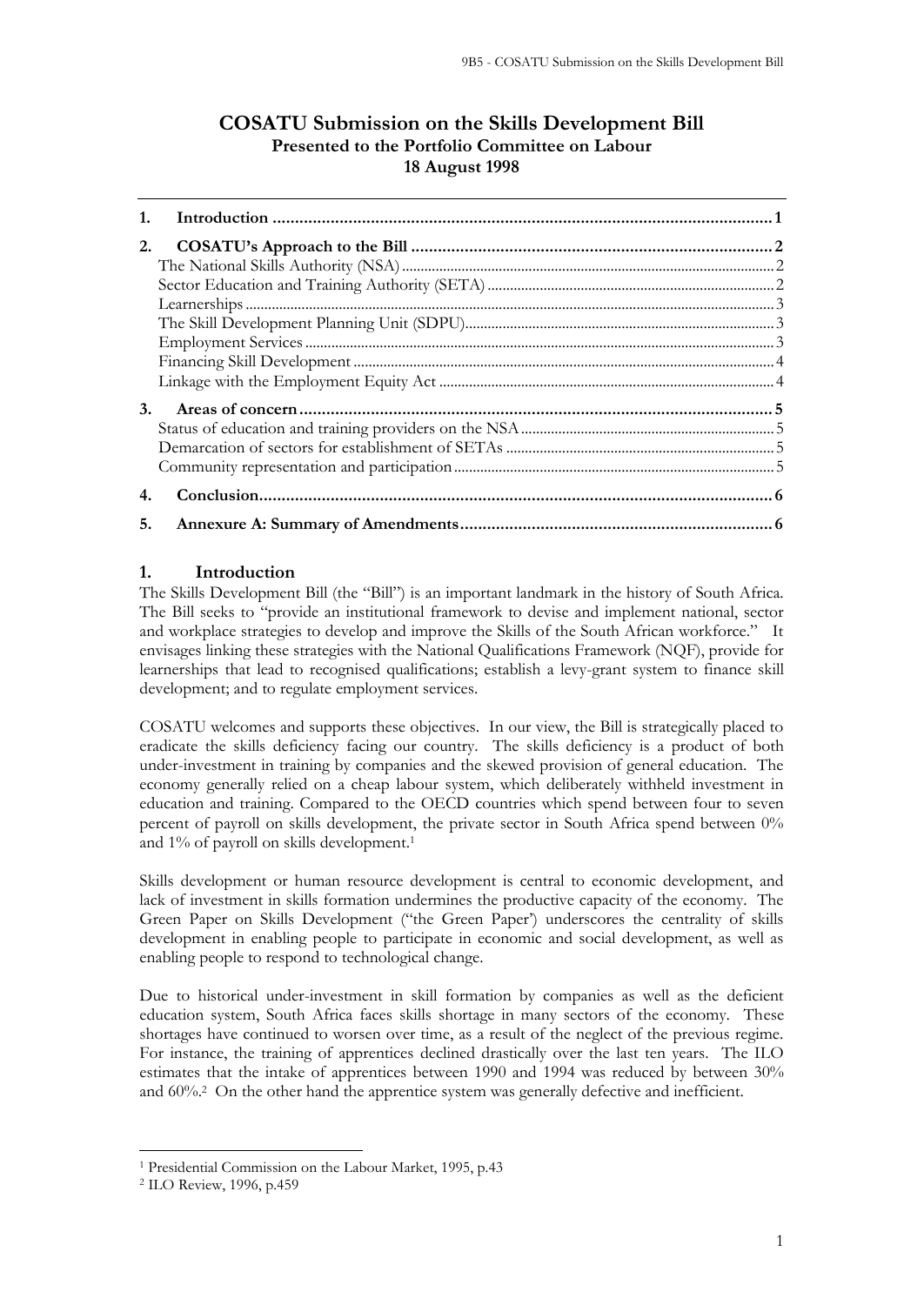# COSATU Submission on the Skills Development Bill

**Presented to the Portfolio Committee on Labour**

**18 August 1998**

1. **Introduction** ... 1
2. **COSATU's Approach to the Bill** ... 2
   - The National Skills Authority (NSA) ... 2
   - Sector Education and Training Authority (SETA) ... 2
   - Learnerships ... 3
   - The Skill Development Planning Unit (SDPU) ... 3
   - Employment Services ... 3
   - Financing Skill Development ... 4
   - Linkage with the Employment Equity Act ... 4
3. **Areas of concern** ... 5
   - Status of education and training providers on the NSA ... 5
   - Demarcation of sectors for establishment of SETAs ... 5
   - Community representation and participation ... 5
4. **Conclusion** ... 6
5. **Annexure A: Summary of Amendments** ... 6

## 1. Introduction

The Skills Development Bill (the "Bill") is an important landmark in the history of South Africa. The Bill seeks to "provide an institutional framework to devise and implement national, sector and workplace strategies to develop and improve the Skills of the South African workforce." It envisages linking these strategies with the National Qualifications Framework (NQF), provide for learnerships that lead to recognised qualifications; establish a levy-grant system to finance skill development; and to regulate employment services.

COSATU welcomes and supports these objectives. In our view, the Bill is strategically placed to eradicate the skills deficiency facing our country. The skills deficiency is a product of both under-investment in training by companies and the skewed provision of general education. The economy generally relied on a cheap labour system, which deliberately withheld investment in education and training. Compared to the OECD countries which spend between four to seven percent of payroll on skills development, the private sector in South Africa spend between 0% and 1% of payroll on skills development.[1]

Skills development or human resource development is central to economic development, and lack of investment in skills formation undermines the productive capacity of the economy. The Green Paper on Skills Development ("the Green Paper') underscores the centrality of skills development in enabling people to participate in economic and social development, as well as enabling people to respond to technological change.

Due to historical under-investment in skill formation by companies as well as the deficient education system, South Africa faces skills shortage in many sectors of the economy. These shortages have continued to worsen over time, as a result of the neglect of the previous regime. For instance, the training of apprentices declined drastically over the last ten years. The ILO estimates that the intake of apprentices between 1990 and 1994 was reduced by between 30% and 60%.[2] On the other hand the apprentice system was generally defective and inefficient.

---

[1] Presidential Commission on the Labour Market, 1995, p.43

[2] ILO Review, 1996, p.459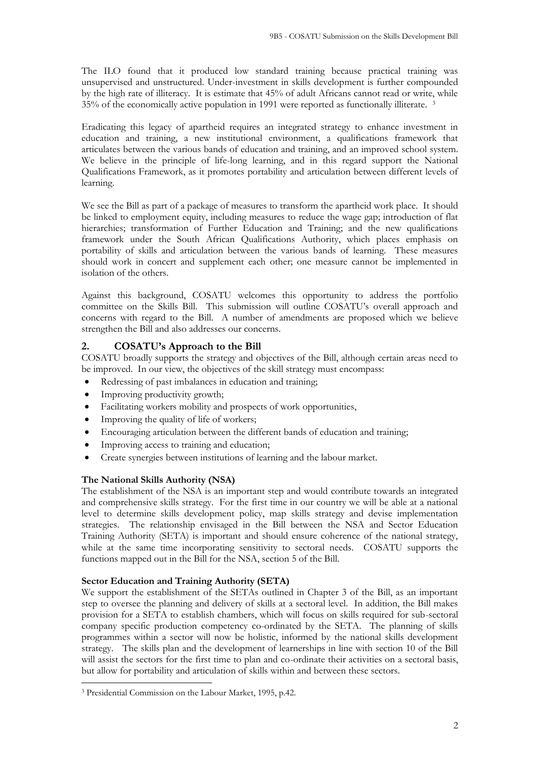The ILO found that it produced low standard training because practical training was unsupervised and unstructured. Under-investment in skills development is further compounded by the high rate of illiteracy. It is estimate that 45% of adult Africans cannot read or write, while 35% of the economically active population in 1991 were reported as functionally illiterate. [3]

Eradicating this legacy of apartheid requires an integrated strategy to enhance investment in education and training, a new institutional environment, a qualifications framework that articulates between the various bands of education and training, and an improved school system. We believe in the principle of life-long learning, and in this regard support the National Qualifications Framework, as it promotes portability and articulation between different levels of learning.

We see the Bill as part of a package of measures to transform the apartheid work place. It should be linked to employment equity, including measures to reduce the wage gap; introduction of flat hierarchies; transformation of Further Education and Training; and the new qualifications framework under the South African Qualifications Authority, which places emphasis on portability of skills and articulation between the various bands of learning. These measures should work in concert and supplement each other; one measure cannot be implemented in isolation of the others.

Against this background, COSATU welcomes this opportunity to address the portfolio committee on the Skills Bill. This submission will outline COSATU's overall approach and concerns with regard to the Bill. A number of amendments are proposed which we believe strengthen the Bill and also addresses our concerns.

## 2. COSATU's Approach to the Bill

COSATU broadly supports the strategy and objectives of the Bill, although certain areas need to be improved. In our view, the objectives of the skill strategy must encompass:

- Redressing of past imbalances in education and training;
- Improving productivity growth;
- Facilitating workers mobility and prospects of work opportunities,
- Improving the quality of life of workers;
- Encouraging articulation between the different bands of education and training;
- Improving access to training and education;
- Create synergies between institutions of learning and the labour market.

**The National Skills Authority (NSA)**

The establishment of the NSA is an important step and would contribute towards an integrated and comprehensive skills strategy. For the first time in our country we will be able at a national level to determine skills development policy, map skills strategy and devise implementation strategies. The relationship envisaged in the Bill between the NSA and Sector Education Training Authority (SETA) is important and should ensure coherence of the national strategy, while at the same time incorporating sensitivity to sectoral needs. COSATU supports the functions mapped out in the Bill for the NSA, section 5 of the Bill.

**Sector Education and Training Authority (SETA)**

We support the establishment of the SETAs outlined in Chapter 3 of the Bill, as an important step to oversee the planning and delivery of skills at a sectoral level. In addition, the Bill makes provision for a SETA to establish chambers, which will focus on skills required for sub-sectoral company specific production competency co-ordinated by the SETA. The planning of skills programmes within a sector will now be holistic, informed by the national skills development strategy. The skills plan and the development of learnerships in line with section 10 of the Bill will assist the sectors for the first time to plan and co-ordinate their activities on a sectoral basis, but allow for portability and articulation of skills within and between these sectors.

[3] Presidential Commission on the Labour Market, 1995, p.42.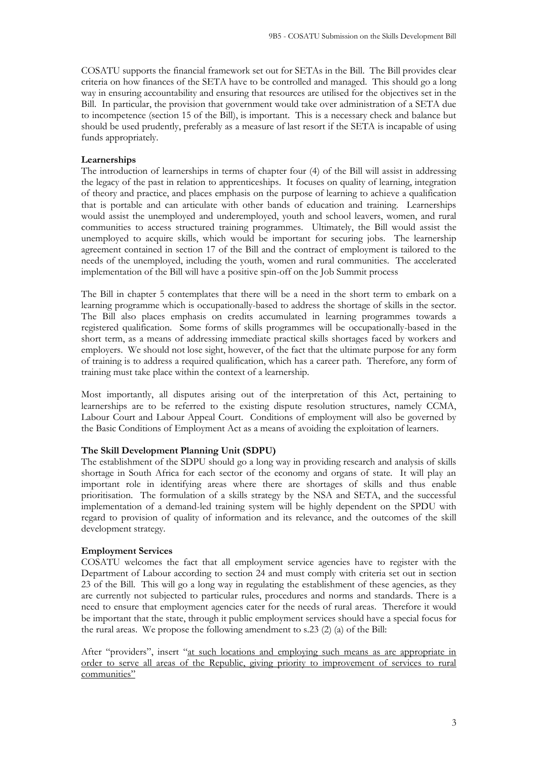COSATU supports the financial framework set out for SETAs in the Bill. The Bill provides clear criteria on how finances of the SETA have to be controlled and managed. This should go a long way in ensuring accountability and ensuring that resources are utilised for the objectives set in the Bill. In particular, the provision that government would take over administration of a SETA due to incompetence (section 15 of the Bill), is important. This is a necessary check and balance but should be used prudently, preferably as a measure of last resort if the SETA is incapable of using funds appropriately.

**Learnerships**

The introduction of learnerships in terms of chapter four (4) of the Bill will assist in addressing the legacy of the past in relation to apprenticeships. It focuses on quality of learning, integration of theory and practice, and places emphasis on the purpose of learning to achieve a qualification that is portable and can articulate with other bands of education and training. Learnerships would assist the unemployed and underemployed, youth and school leavers, women, and rural communities to access structured training programmes. Ultimately, the Bill would assist the unemployed to acquire skills, which would be important for securing jobs. The learnership agreement contained in section 17 of the Bill and the contract of employment is tailored to the needs of the unemployed, including the youth, women and rural communities. The accelerated implementation of the Bill will have a positive spin-off on the Job Summit process

The Bill in chapter 5 contemplates that there will be a need in the short term to embark on a learning programme which is occupationally-based to address the shortage of skills in the sector. The Bill also places emphasis on credits accumulated in learning programmes towards a registered qualification. Some forms of skills programmes will be occupationally-based in the short term, as a means of addressing immediate practical skills shortages faced by workers and employers. We should not lose sight, however, of the fact that the ultimate purpose for any form of training is to address a required qualification, which has a career path. Therefore, any form of training must take place within the context of a learnership.

Most importantly, all disputes arising out of the interpretation of this Act, pertaining to learnerships are to be referred to the existing dispute resolution structures, namely CCMA, Labour Court and Labour Appeal Court. Conditions of employment will also be governed by the Basic Conditions of Employment Act as a means of avoiding the exploitation of learners.

**The Skill Development Planning Unit (SDPU)**

The establishment of the SDPU should go a long way in providing research and analysis of skills shortage in South Africa for each sector of the economy and organs of state. It will play an important role in identifying areas where there are shortages of skills and thus enable prioritisation. The formulation of a skills strategy by the NSA and SETA, and the successful implementation of a demand-led training system will be highly dependent on the SPDU with regard to provision of quality of information and its relevance, and the outcomes of the skill development strategy.

**Employment Services**

COSATU welcomes the fact that all employment service agencies have to register with the Department of Labour according to section 24 and must comply with criteria set out in section 23 of the Bill. This will go a long way in regulating the establishment of these agencies, as they are currently not subjected to particular rules, procedures and norms and standards. There is a need to ensure that employment agencies cater for the needs of rural areas. Therefore it would be important that the state, through it public employment services should have a special focus for the rural areas. We propose the following amendment to s.23 (2) (a) of the Bill:

After "providers", insert "<u>at such locations and employing such means as are appropriate in order to serve all areas of the Republic, giving priority to improvement of services to rural communities</u>"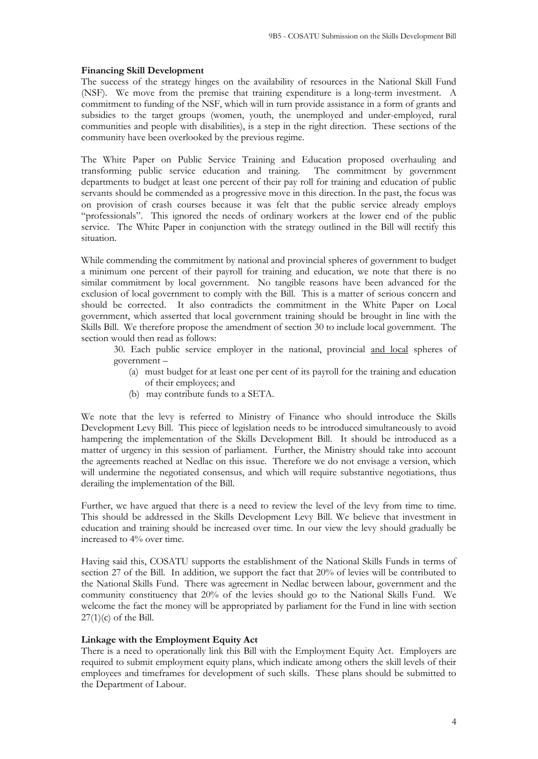**Financing Skill Development**

The success of the strategy hinges on the availability of resources in the National Skill Fund (NSF). We move from the premise that training expenditure is a long-term investment. A commitment to funding of the NSF, which will in turn provide assistance in a form of grants and subsidies to the target groups (women, youth, the unemployed and under-employed, rural communities and people with disabilities), is a step in the right direction. These sections of the community have been overlooked by the previous regime.

The White Paper on Public Service Training and Education proposed overhauling and transforming public service education and training. The commitment by government departments to budget at least one percent of their pay roll for training and education of public servants should be commended as a progressive move in this direction. In the past, the focus was on provision of crash courses because it was felt that the public service already employs "professionals". This ignored the needs of ordinary workers at the lower end of the public service. The White Paper in conjunction with the strategy outlined in the Bill will rectify this situation.

While commending the commitment by national and provincial spheres of government to budget a minimum one percent of their payroll for training and education, we note that there is no similar commitment by local government. No tangible reasons have been advanced for the exclusion of local government to comply with the Bill. This is a matter of serious concern and should be corrected. It also contradicts the commitment in the White Paper on Local government, which asserted that local government training should be brought in line with the Skills Bill. We therefore propose the amendment of section 30 to include local government. The section would then read as follows:

> 30. Each public service employer in the national, provincial <u>and local</u> spheres of government –
>
> (a) must budget for at least one per cent of its payroll for the training and education of their employees; and
>
> (b) may contribute funds to a SETA.

We note that the levy is referred to Ministry of Finance who should introduce the Skills Development Levy Bill. This piece of legislation needs to be introduced simultaneously to avoid hampering the implementation of the Skills Development Bill. It should be introduced as a matter of urgency in this session of parliament. Further, the Ministry should take into account the agreements reached at Nedlac on this issue. Therefore we do not envisage a version, which will undermine the negotiated consensus, and which will require substantive negotiations, thus derailing the implementation of the Bill.

Further, we have argued that there is a need to review the level of the levy from time to time. This should be addressed in the Skills Development Levy Bill. We believe that investment in education and training should be increased over time. In our view the levy should gradually be increased to 4% over time.

Having said this, COSATU supports the establishment of the National Skills Funds in terms of section 27 of the Bill. In addition, we support the fact that 20% of levies will be contributed to the National Skills Fund. There was agreement in Nedlac between labour, government and the community constituency that 20% of the levies should go to the National Skills Fund. We welcome the fact the money will be appropriated by parliament for the Fund in line with section 27(1)(c) of the Bill.

**Linkage with the Employment Equity Act**

There is a need to operationally link this Bill with the Employment Equity Act. Employers are required to submit employment equity plans, which indicate among others the skill levels of their employees and timeframes for development of such skills. These plans should be submitted to the Department of Labour.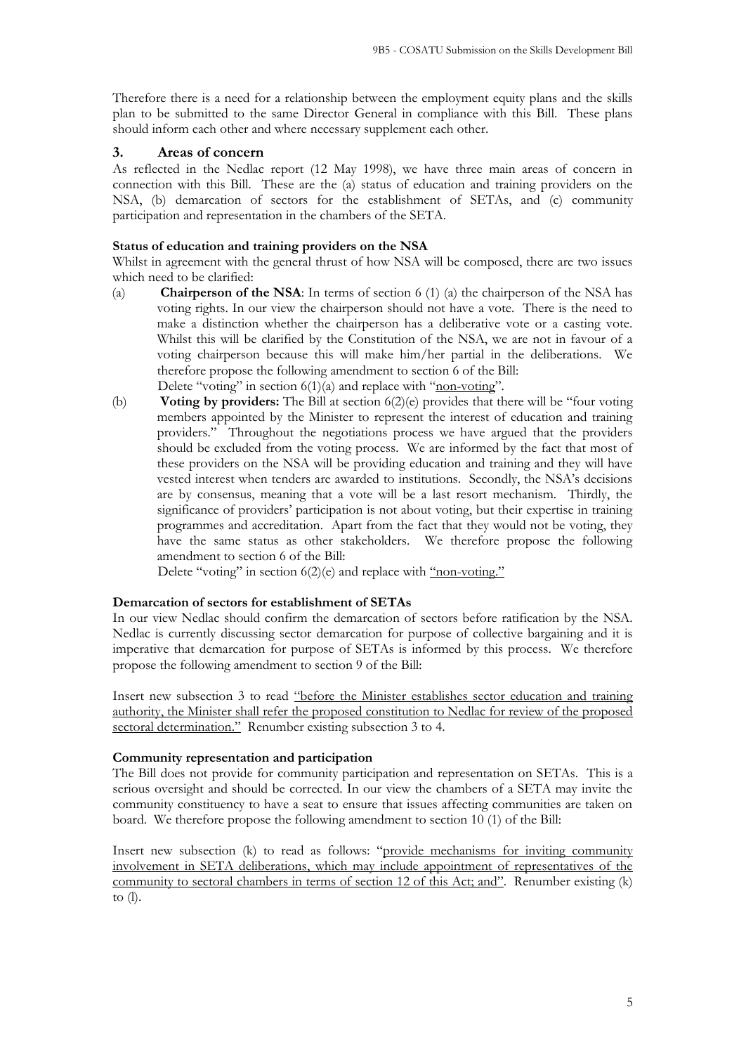Therefore there is a need for a relationship between the employment equity plans and the skills plan to be submitted to the same Director General in compliance with this Bill. These plans should inform each other and where necessary supplement each other.

## 3. Areas of concern

As reflected in the Nedlac report (12 May 1998), we have three main areas of concern in connection with this Bill. These are the (a) status of education and training providers on the NSA, (b) demarcation of sectors for the establishment of SETAs, and (c) community participation and representation in the chambers of the SETA.

**Status of education and training providers on the NSA**

Whilst in agreement with the general thrust of how NSA will be composed, there are two issues which need to be clarified:

(a) **Chairperson of the NSA**: In terms of section 6 (1) (a) the chairperson of the NSA has voting rights. In our view the chairperson should not have a vote. There is the need to make a distinction whether the chairperson has a deliberative vote or a casting vote. Whilst this will be clarified by the Constitution of the NSA, we are not in favour of a voting chairperson because this will make him/her partial in the deliberations. We therefore propose the following amendment to section 6 of the Bill:

Delete "voting" in section 6(1)(a) and replace with "<u>non-voting</u>".

(b) **Voting by providers:** The Bill at section 6(2)(e) provides that there will be "four voting members appointed by the Minister to represent the interest of education and training providers." Throughout the negotiations process we have argued that the providers should be excluded from the voting process. We are informed by the fact that most of these providers on the NSA will be providing education and training and they will have vested interest when tenders are awarded to institutions. Secondly, the NSA's decisions are by consensus, meaning that a vote will be a last resort mechanism. Thirdly, the significance of providers' participation is not about voting, but their expertise in training programmes and accreditation. Apart from the fact that they would not be voting, they have the same status as other stakeholders. We therefore propose the following amendment to section 6 of the Bill:

Delete "voting" in section 6(2)(e) and replace with <u>"non-voting."</u>

**Demarcation of sectors for establishment of SETAs**

In our view Nedlac should confirm the demarcation of sectors before ratification by the NSA. Nedlac is currently discussing sector demarcation for purpose of collective bargaining and it is imperative that demarcation for purpose of SETAs is informed by this process. We therefore propose the following amendment to section 9 of the Bill:

Insert new subsection 3 to read <u>"before the Minister establishes sector education and training authority, the Minister shall refer the proposed constitution to Nedlac for review of the proposed sectoral determination."</u> Renumber existing subsection 3 to 4.

**Community representation and participation**

The Bill does not provide for community participation and representation on SETAs. This is a serious oversight and should be corrected. In our view the chambers of a SETA may invite the community constituency to have a seat to ensure that issues affecting communities are taken on board. We therefore propose the following amendment to section 10 (1) of the Bill:

Insert new subsection (k) to read as follows: "<u>provide mechanisms for inviting community involvement in SETA deliberations, which may include appointment of representatives of the community to sectoral chambers in terms of section 12 of this Act; and</u>". Renumber existing (k) to (l).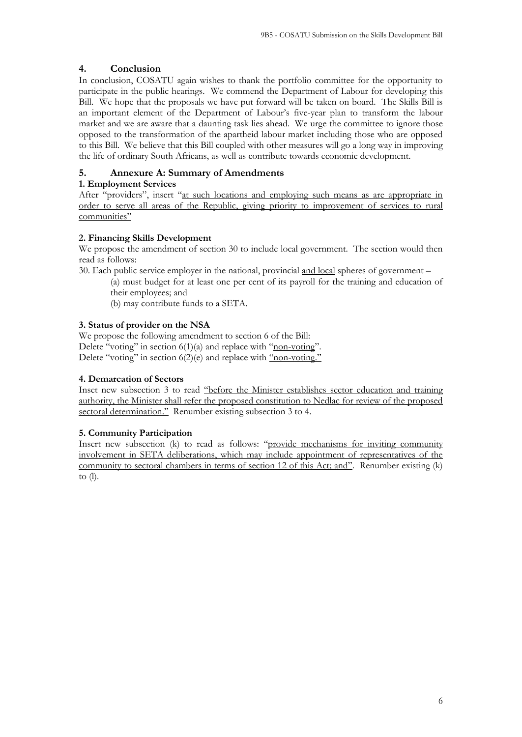## 4. Conclusion

In conclusion, COSATU again wishes to thank the portfolio committee for the opportunity to participate in the public hearings. We commend the Department of Labour for developing this Bill. We hope that the proposals we have put forward will be taken on board. The Skills Bill is an important element of the Department of Labour's five-year plan to transform the labour market and we are aware that a daunting task lies ahead. We urge the committee to ignore those opposed to the transformation of the apartheid labour market including those who are opposed to this Bill. We believe that this Bill coupled with other measures will go a long way in improving the life of ordinary South Africans, as well as contribute towards economic development.

## 5. Annexure A: Summary of Amendments

### 1. Employment Services

After "providers", insert "<u>at such locations and employing such means as are appropriate in order to serve all areas of the Republic, giving priority to improvement of services to rural communities</u>"

### 2. Financing Skills Development

We propose the amendment of section 30 to include local government. The section would then read as follows:

30. Each public service employer in the national, provincial <u>and local</u> spheres of government –

(a) must budget for at least one per cent of its payroll for the training and education of their employees; and

(b) may contribute funds to a SETA.

### 3. Status of provider on the NSA

We propose the following amendment to section 6 of the Bill:
Delete "voting" in section 6(1)(a) and replace with "<u>non-voting</u>".
Delete "voting" in section 6(2)(e) and replace with <u>"non-voting."</u>

### 4. Demarcation of Sectors

Inset new subsection 3 to read <u>"before the Minister establishes sector education and training authority, the Minister shall refer the proposed constitution to Nedlac for review of the proposed sectoral determination."</u> Renumber existing subsection 3 to 4.

### 5. Community Participation

Insert new subsection (k) to read as follows: "<u>provide mechanisms for inviting community involvement in SETA deliberations, which may include appointment of representatives of the community to sectoral chambers in terms of section 12 of this Act; and</u>". Renumber existing (k) to (l).